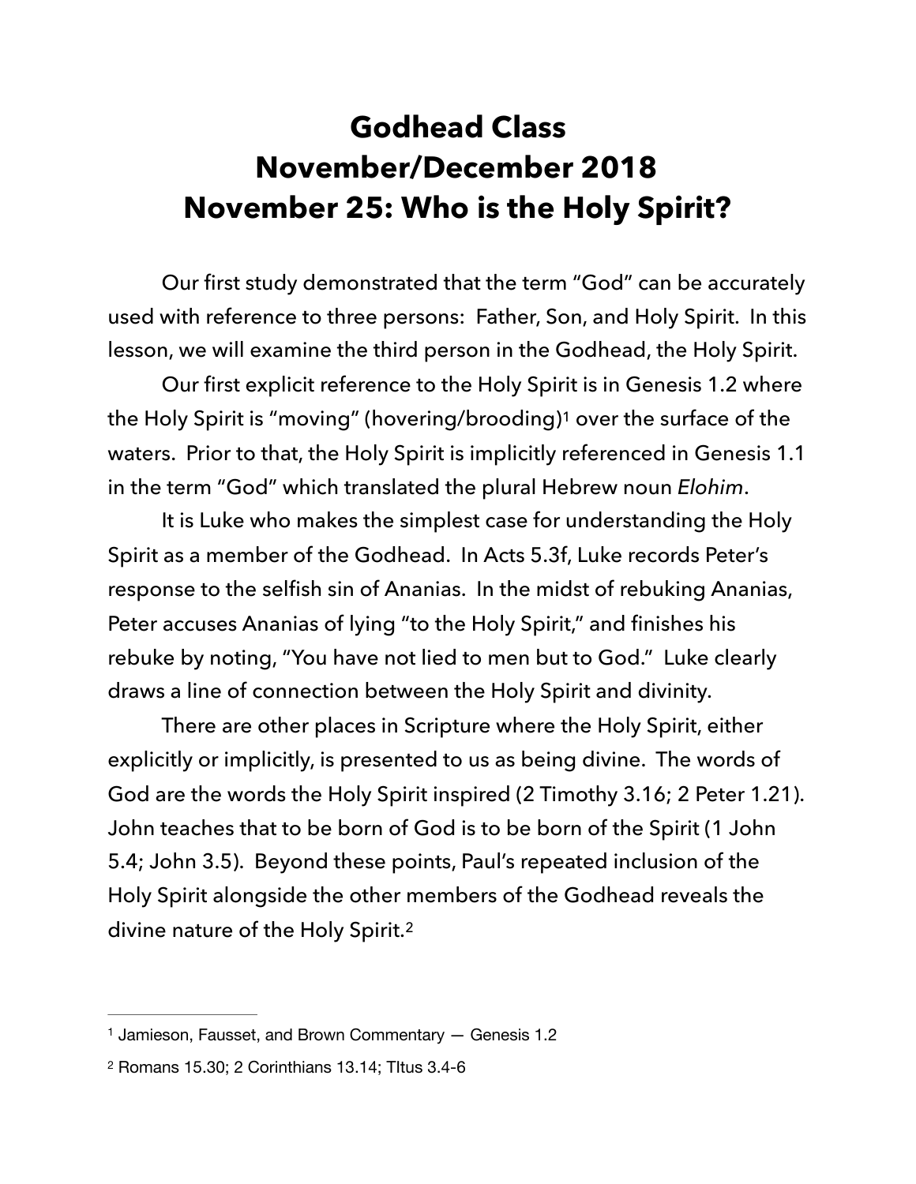# Godhead Class
# November/December 2018
# November 25: Who is the Holy Spirit?

Our first study demonstrated that the term "God" can be accurately used with reference to three persons: Father, Son, and Holy Spirit. In this lesson, we will examine the third person in the Godhead, the Holy Spirit.

Our first explicit reference to the Holy Spirit is in Genesis 1.2 where the Holy Spirit is "moving" (hovering/brooding)[1] over the surface of the waters. Prior to that, the Holy Spirit is implicitly referenced in Genesis 1.1 in the term "God" which translated the plural Hebrew noun *Elohim*.

It is Luke who makes the simplest case for understanding the Holy Spirit as a member of the Godhead. In Acts 5.3f, Luke records Peter's response to the selfish sin of Ananias. In the midst of rebuking Ananias, Peter accuses Ananias of lying "to the Holy Spirit," and finishes his rebuke by noting, "You have not lied to men but to God." Luke clearly draws a line of connection between the Holy Spirit and divinity.

There are other places in Scripture where the Holy Spirit, either explicitly or implicitly, is presented to us as being divine. The words of God are the words the Holy Spirit inspired (2 Timothy 3.16; 2 Peter 1.21). John teaches that to be born of God is to be born of the Spirit (1 John 5.4; John 3.5). Beyond these points, Paul's repeated inclusion of the Holy Spirit alongside the other members of the Godhead reveals the divine nature of the Holy Spirit.[2]

---

[1] Jamieson, Fausset, and Brown Commentary — Genesis 1.2

[2] Romans 15.30; 2 Corinthians 13.14; TItus 3.4-6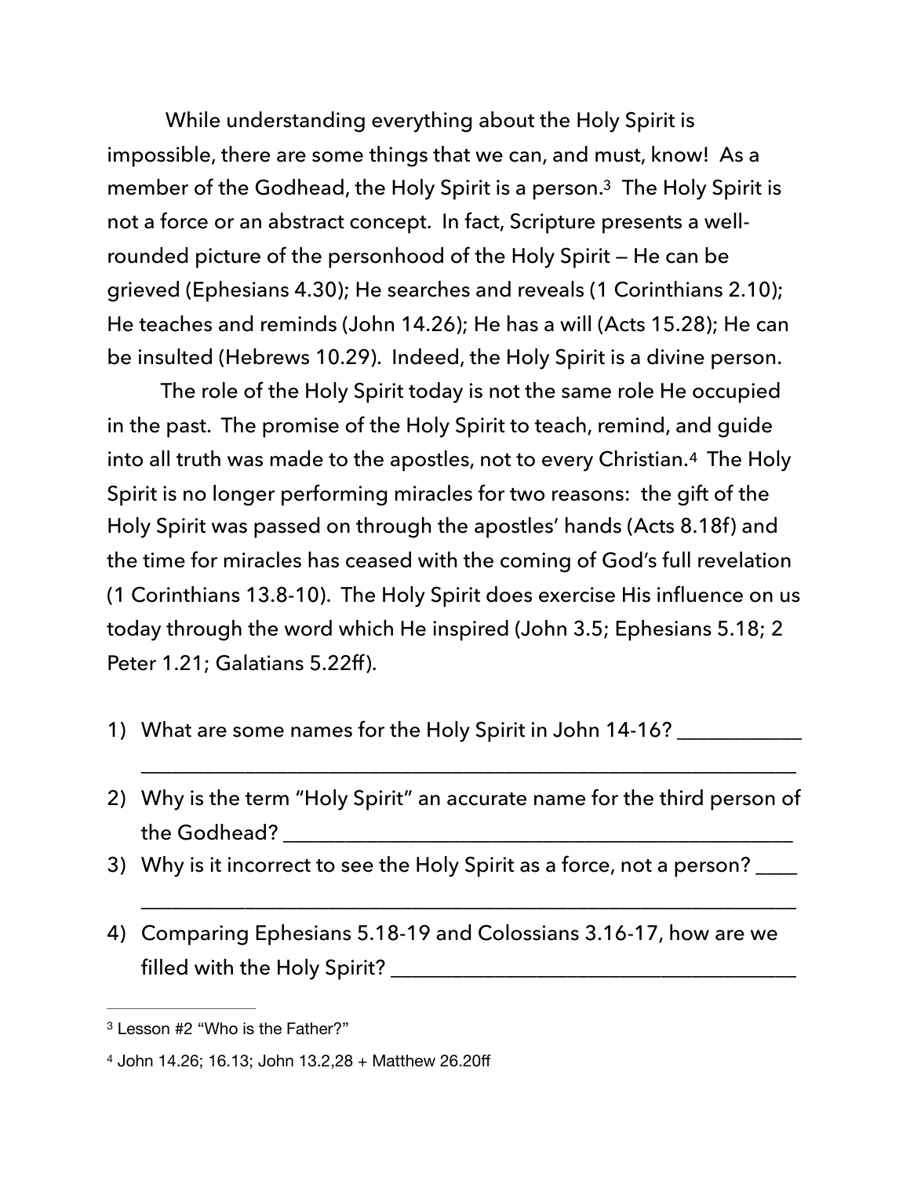While understanding everything about the Holy Spirit is impossible, there are some things that we can, and must, know! As a member of the Godhead, the Holy Spirit is a person.[3] The Holy Spirit is not a force or an abstract concept. In fact, Scripture presents a well-rounded picture of the personhood of the Holy Spirit — He can be grieved (Ephesians 4.30); He searches and reveals (1 Corinthians 2.10); He teaches and reminds (John 14.26); He has a will (Acts 15.28); He can be insulted (Hebrews 10.29). Indeed, the Holy Spirit is a divine person.

The role of the Holy Spirit today is not the same role He occupied in the past. The promise of the Holy Spirit to teach, remind, and guide into all truth was made to the apostles, not to every Christian.[4] The Holy Spirit is no longer performing miracles for two reasons: the gift of the Holy Spirit was passed on through the apostles' hands (Acts 8.18f) and the time for miracles has ceased with the coming of God's full revelation (1 Corinthians 13.8-10). The Holy Spirit does exercise His influence on us today through the word which He inspired (John 3.5; Ephesians 5.18; 2 Peter 1.21; Galatians 5.22ff).

1) What are some names for the Holy Spirit in John 14-16? ____________
   ________________________________________________________________
2) Why is the term "Holy Spirit" an accurate name for the third person of the Godhead? ____________________________________________________
3) Why is it incorrect to see the Holy Spirit as a force, not a person? ____
   ________________________________________________________________
4) Comparing Ephesians 5.18-19 and Colossians 3.16-17, how are we filled with the Holy Spirit? ________________________________________

---

[3] Lesson #2 "Who is the Father?"

[4] John 14.26; 16.13; John 13.2,28 + Matthew 26.20ff